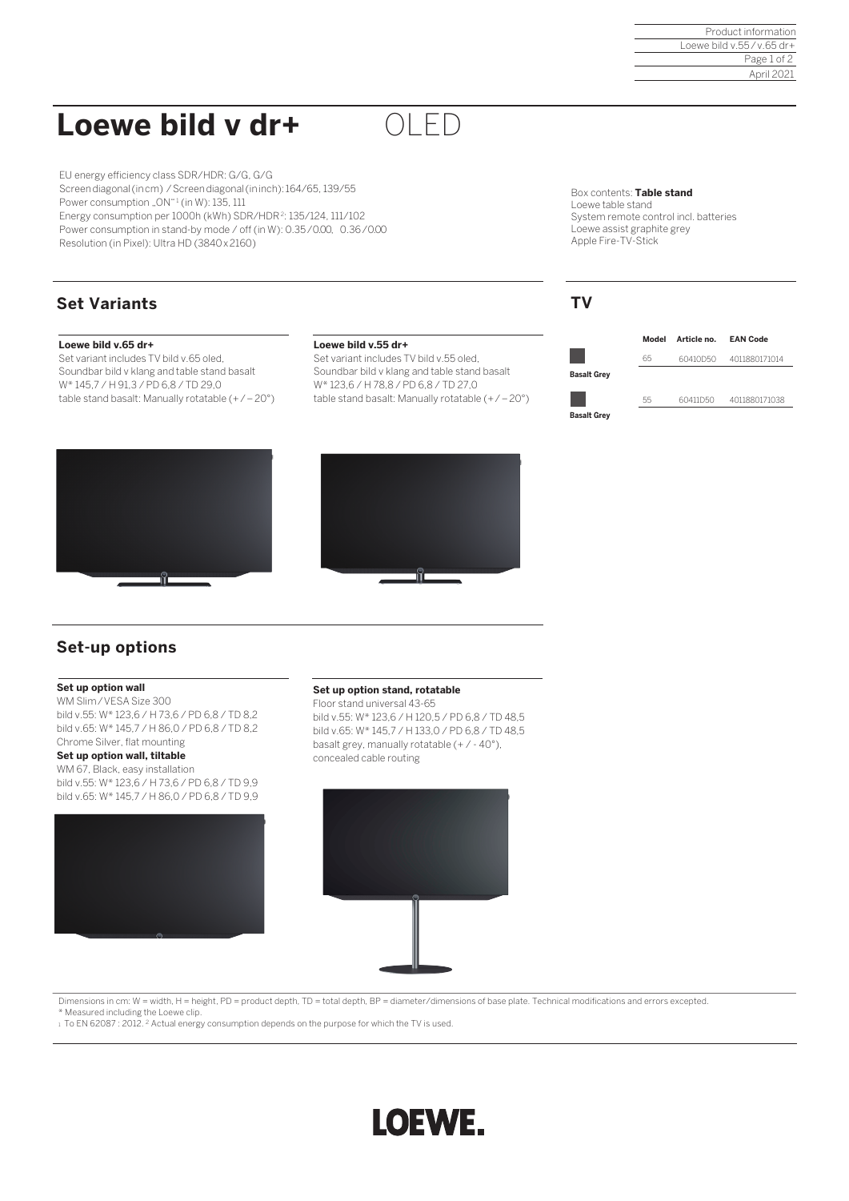# Loewe bild v dr+ OLED

EU energy efficiency class SDR/HDR: G/G, G/G
Screen diagonal (in cm) / Screen diagonal (in inch): 164/65, 139/55
Power consumption „ON"[1] (in W): 135, 111
Energy consumption per 1000h (kWh) SDR/HDR[2]: 135/124, 111/102
Power consumption in stand-by mode / off (in W): 0.35/0.00, 0.36/0.00
Resolution (in Pixel): Ultra HD (3840 x 2160)

Box contents: **Table stand**
Loewe table stand
System remote control incl. batteries
Loewe assist graphite grey
Apple Fire-TV-Stick

## Set Variants

**Loewe bild v.65 dr+**
Set variant includes TV bild v.65 oled,
Soundbar bild v klang and table stand basalt
W* 145,7 / H 91,3 / PD 6,8 / TD 29,0
table stand basalt: Manually rotatable (+ / – 20°)

**Loewe bild v.55 dr+**
Set variant includes TV bild v.55 oled,
Soundbar bild v klang and table stand basalt
W* 123,6 / H 78,8 / PD 6,8 / TD 27,0
table stand basalt: Manually rotatable (+ / – 20°)

## TV

| | Model | Article no. | EAN Code |
|---|---|---|---|
| Basalt Grey | 65 | 60410D50 | 4011880171014 |
| Basalt Grey | 55 | 60411D50 | 4011880171038 |

## Set-up options

**Set up option wall**
WM Slim / VESA Size 300
bild v.55: W* 123,6 / H 73,6 / PD 6,8 / TD 8,2
bild v.65: W* 145,7 / H 86,0 / PD 6,8 / TD 8,2
Chrome Silver, flat mounting

**Set up option wall, tiltable**
WM 67, Black, easy installation
bild v.55: W* 123,6 / H 73,6 / PD 6,8 / TD 9,9
bild v.65: W* 145,7 / H 86,0 / PD 6,8 / TD 9,9

**Set up option stand, rotatable**
Floor stand universal 43-65
bild v.55: W* 123,6 / H 120,5 / PD 6,8 / TD 48,5
bild v.65: W* 145,7 / H 133,0 / PD 6,8 / TD 48,5
basalt grey, manually rotatable (+ / - 40°),
concealed cable routing

Dimensions in cm: W = width, H = height, PD = product depth, TD = total depth, BP = diameter/dimensions of base plate. Technical modifications and errors excepted.
* Measured including the Loewe clip.
[1] To EN 62087 : 2012. [2] Actual energy consumption depends on the purpose for which the TV is used.

LOEWE.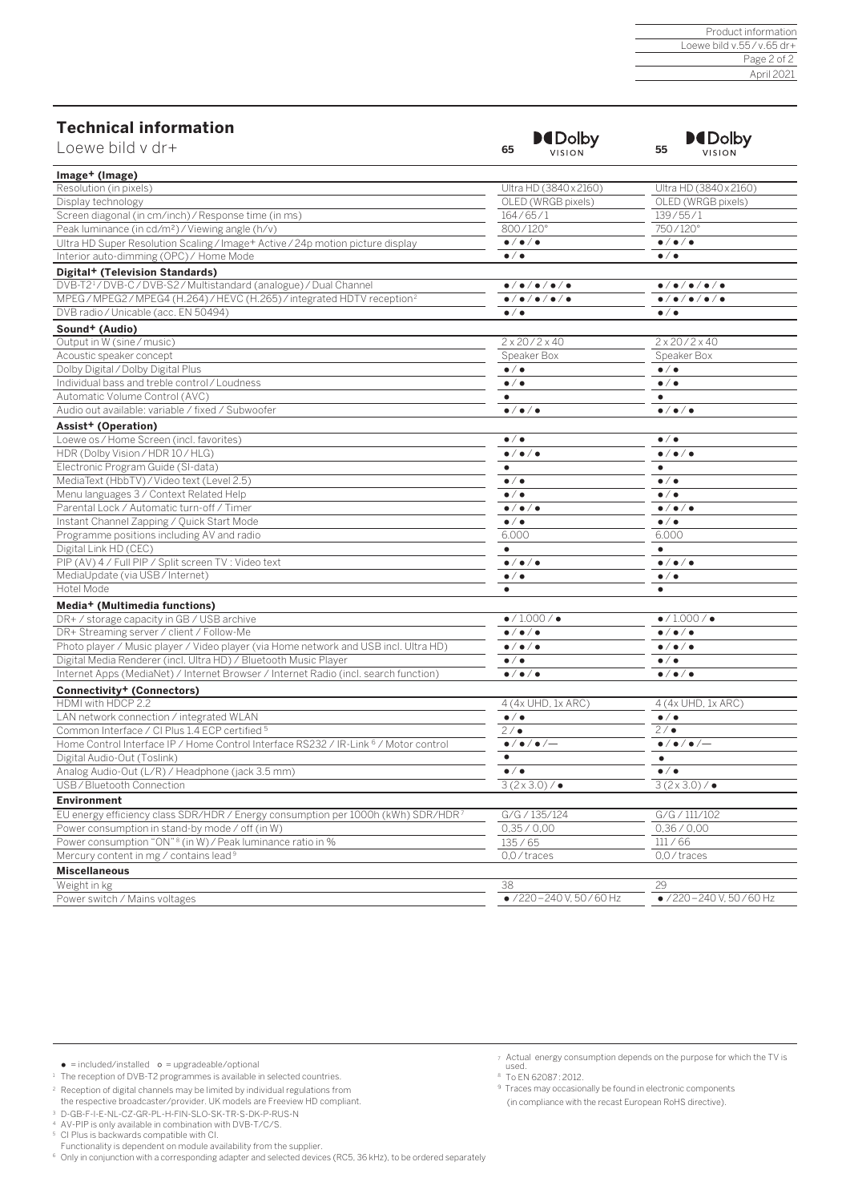## Technical information

Loewe bild v dr+

| | 65 Dolby Vision | 55 Dolby Vision |
|---|---|---|
| **Image+ (Image)** | | |
| Resolution (in pixels) | Ultra HD (3840 x 2160) | Ultra HD (3840 x 2160) |
| Display technology | OLED (WRGB pixels) | OLED (WRGB pixels) |
| Screen diagonal (in cm/inch) / Response time (in ms) | 164 / 65 / 1 | 139 / 55 / 1 |
| Peak luminance (in cd/m²) / Viewing angle (h/v) | 800 / 120° | 750 / 120° |
| Ultra HD Super Resolution Scaling / Image+ Active / 24p motion picture display | ● / ● / ● | ● / ● / ● |
| Interior auto-dimming (OPC) / Home Mode | ● / ● | ● / ● |
| **Digital+ (Television Standards)** | | |
| DVB-T2[1] / DVB-C / DVB-S2 / Multistandard (analogue) / Dual Channel | ● / ● / ● / ● / ● | ● / ● / ● / ● / ● |
| MPEG / MPEG2 / MPEG4 (H.264) / HEVC (H.265) / integrated HDTV reception[2] | ● / ● / ● / ● / ● | ● / ● / ● / ● / ● |
| DVB radio / Unicable (acc. EN 50494) | ● / ● | ● / ● |
| **Sound+ (Audio)** | | |
| Output in W (sine / music) | 2 x 20 / 2 x 40 | 2 x 20 / 2 x 40 |
| Acoustic speaker concept | Speaker Box | Speaker Box |
| Dolby Digital / Dolby Digital Plus | ● / ● | ● / ● |
| Individual bass and treble control / Loudness | ● / ● | ● / ● |
| Automatic Volume Control (AVC) | ● | ● |
| Audio out available: variable / fixed / Subwoofer | ● / ● / ● | ● / ● / ● |
| **Assist+ (Operation)** | | |
| Loewe os / Home Screen (incl. favorites) | ● / ● | ● / ● |
| HDR (Dolby Vision / HDR 10 / HLG) | ● / ● / ● | ● / ● / ● |
| Electronic Program Guide (SI-data) | ● | ● |
| MediaText (HbbTV) / Video text (Level 2.5) | ● / ● | ● / ● |
| Menu languages 3 / Context Related Help | ● / ● | ● / ● |
| Parental Lock / Automatic turn-off / Timer | ● / ● / ● | ● / ● / ● |
| Instant Channel Zapping / Quick Start Mode | ● / ● | ● / ● |
| Programme positions including AV and radio | 6.000 | 6.000 |
| Digital Link HD (CEC) | ● | ● |
| PIP (AV) 4 / Full PIP / Split screen TV : Video text | ● / ● / ● | ● / ● / ● |
| MediaUpdate (via USB / Internet) | ● / ● | ● / ● |
| Hotel Mode | ● | ● |
| **Media+ (Multimedia functions)** | | |
| DR+ / storage capacity in GB / USB archive | ● / 1.000 / ● | ● / 1.000 / ● |
| DR+ Streaming server / client / Follow-Me | ● / ● / ● | ● / ● / ● |
| Photo player / Music player / Video player (via Home network and USB incl. Ultra HD) | ● / ● / ● | ● / ● / ● |
| Digital Media Renderer (incl. Ultra HD) / Bluetooth Music Player | ● / ● | ● / ● |
| Internet Apps (MediaNet) / Internet Browser / Internet Radio (incl. search function) | ● / ● / ● | ● / ● / ● |
| **Connectivity+ (Connectors)** | | |
| HDMI with HDCP 2.2 | 4 (4x UHD, 1x ARC) | 4 (4x UHD, 1x ARC) |
| LAN network connection / integrated WLAN | ● / ● | ● / ● |
| Common Interface / CI Plus 1.4 ECP certified[5] | 2 / ● | 2 / ● |
| Home Control Interface IP / Home Control Interface RS232 / IR-Link[6] / Motor control | ● / ● / ● / — | ● / ● / ● / — |
| Digital Audio-Out (Toslink) | ● | ● |
| Analog Audio-Out (L/R) / Headphone (jack 3.5 mm) | ● / ● | ● / ● |
| USB / Bluetooth Connection | 3 (2 x 3.0) / ● | 3 (2 x 3.0) / ● |
| **Environment** | | |
| EU energy efficiency class SDR/HDR / Energy consumption per 1000h (kWh) SDR/HDR[7] | G/G / 135/124 | G/G / 111/102 |
| Power consumption in stand-by mode / off (in W) | 0,35 / 0,00 | 0,36 / 0,00 |
| Power consumption "ON"[8] (in W) / Peak luminance ratio in % | 135 / 65 | 111 / 66 |
| Mercury content in mg / contains lead[9] | 0,0 / traces | 0,0 / traces |
| **Miscellaneous** | | |
| Weight in kg | 38 | 29 |
| Power switch / Mains voltages | ● / 220 – 240 V, 50 / 60 Hz | ● / 220 – 240 V, 50 / 60 Hz |

● = included/installed ○ = upgradeable/optional

[1] The reception of DVB-T2 programmes is available in selected countries.
[2] Reception of digital channels may be limited by individual regulations from the respective broadcaster/provider. UK models are Freeview HD compliant.
[3] D-GB-F-I-E-NL-CZ-GR-PL-H-FIN-SLO-SK-TR-S-DK-P-RUS-N
[4] AV-PIP is only available in combination with DVB-T/C/S.
[5] CI Plus is backwards compatible with CI. Functionality is dependent on module availability from the supplier.
[6] Only in conjunction with a corresponding adapter and selected devices (RC5, 36 kHz), to be ordered separately
[7] Actual energy consumption depends on the purpose for which the TV is used.
[8] To EN 62087 : 2012.
[9] Traces may occasionally be found in electronic components (in compliance with the recast European RoHS directive).